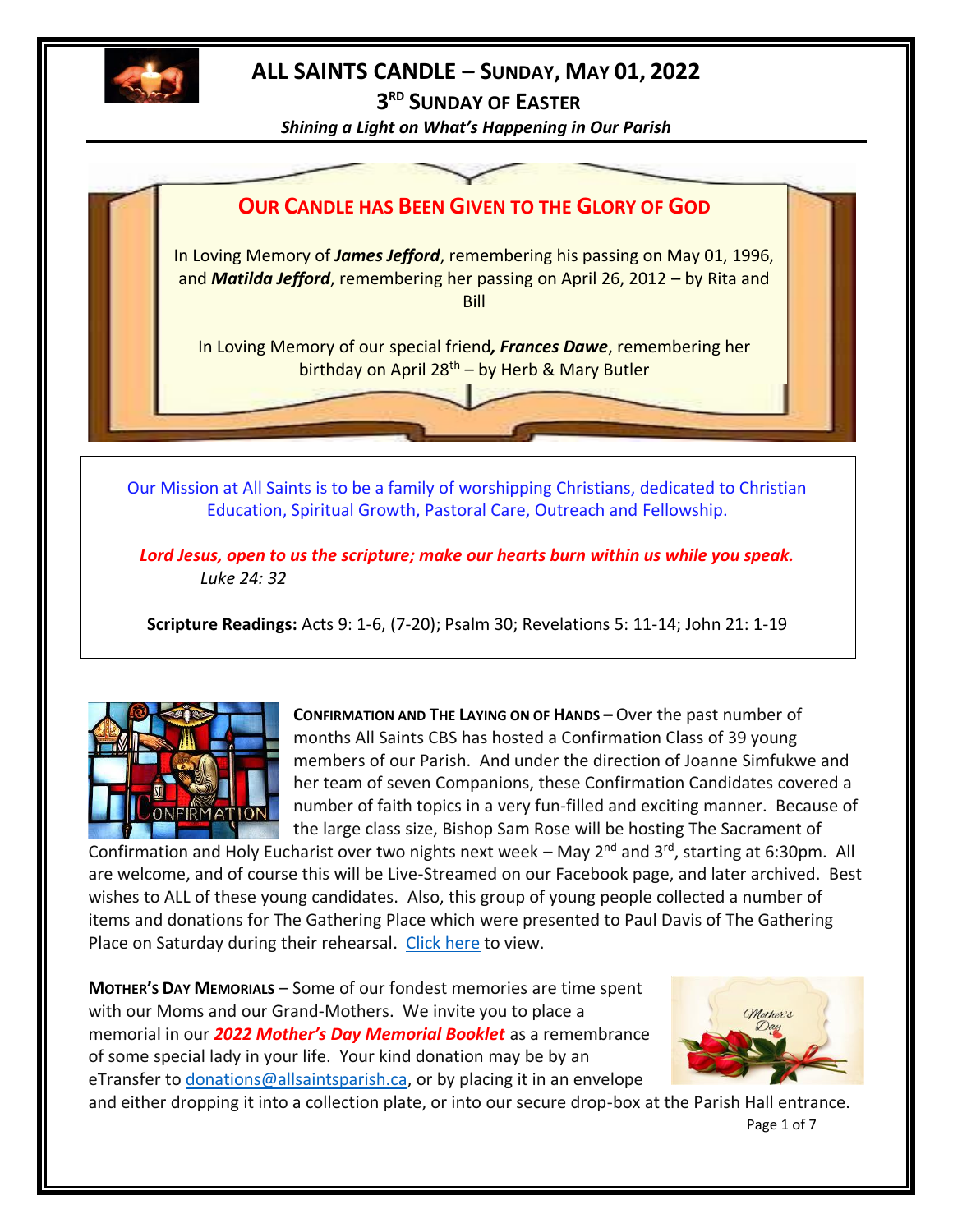# ALL SAINTS CANDLE – SUNDAY, MAY 01, 2022

## 3RD SUNDAY OF EASTER

***Shining a Light on What's Happening in Our Parish***

## OUR CANDLE HAS BEEN GIVEN TO THE GLORY OF GOD

In Loving Memory of ***James Jefford***, remembering his passing on May 01, 1996, and ***Matilda Jefford***, remembering her passing on April 26, 2012 – by Rita and Bill

In Loving Memory of our special friend***, Frances Dawe***, remembering her birthday on April 28th – by Herb & Mary Butler

Our Mission at All Saints is to be a family of worshipping Christians, dedicated to Christian Education, Spiritual Growth, Pastoral Care, Outreach and Fellowship.

***Lord Jesus, open to us the scripture; make our hearts burn within us while you speak.*** *Luke 24: 32*

**Scripture Readings:** Acts 9: 1-6, (7-20); Psalm 30; Revelations 5: 11-14; John 21: 1-19

**CONFIRMATION AND THE LAYING ON OF HANDS –** Over the past number of months All Saints CBS has hosted a Confirmation Class of 39 young members of our Parish. And under the direction of Joanne Simfukwe and her team of seven Companions, these Confirmation Candidates covered a number of faith topics in a very fun-filled and exciting manner. Because of the large class size, Bishop Sam Rose will be hosting The Sacrament of Confirmation and Holy Eucharist over two nights next week – May 2nd and 3rd, starting at 6:30pm. All are welcome, and of course this will be Live-Streamed on our Facebook page, and later archived. Best wishes to ALL of these young candidates. Also, this group of young people collected a number of items and donations for The Gathering Place which were presented to Paul Davis of The Gathering Place on Saturday during their rehearsal. Click here to view.

**MOTHER'S DAY MEMORIALS** – Some of our fondest memories are time spent with our Moms and our Grand-Mothers. We invite you to place a memorial in our ***2022 Mother's Day Memorial Booklet*** as a remembrance of some special lady in your life. Your kind donation may be by an eTransfer to donations@allsaintsparish.ca, or by placing it in an envelope and either dropping it into a collection plate, or into our secure drop-box at the Parish Hall entrance.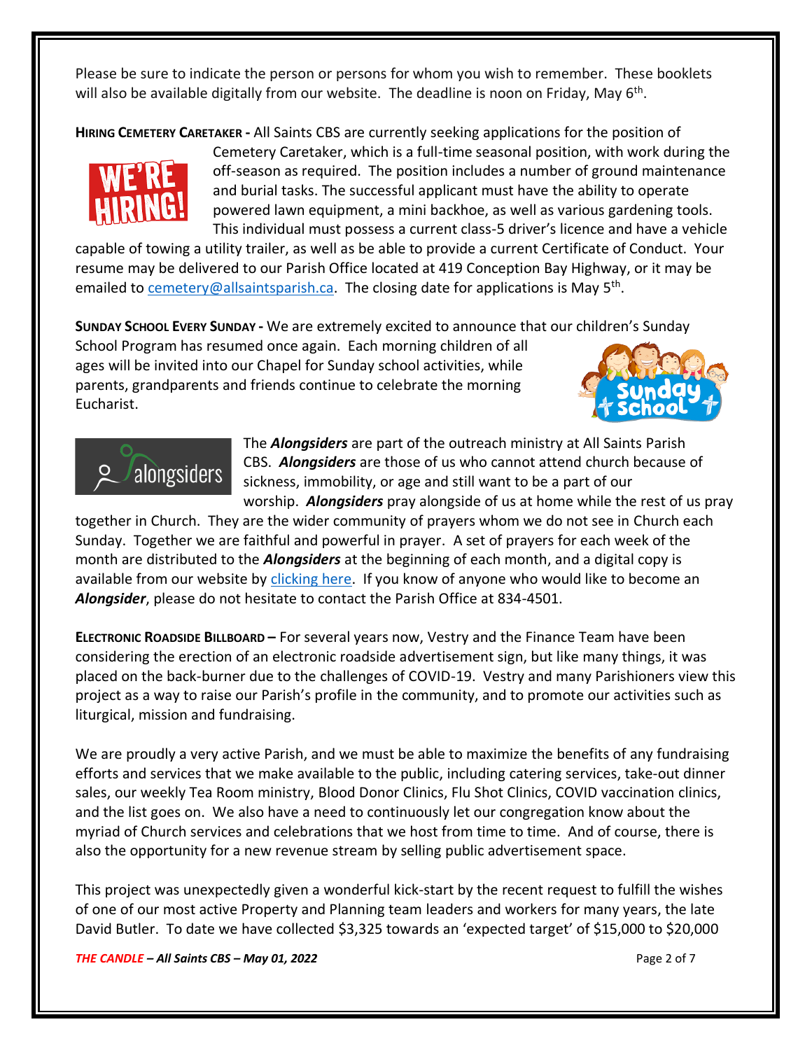Please be sure to indicate the person or persons for whom you wish to remember. These booklets will also be available digitally from our website. The deadline is noon on Friday, May 6th.

**HIRING CEMETERY CARETAKER -** All Saints CBS are currently seeking applications for the position of Cemetery Caretaker, which is a full-time seasonal position, with work during the off-season as required. The position includes a number of ground maintenance and burial tasks. The successful applicant must have the ability to operate powered lawn equipment, a mini backhoe, as well as various gardening tools. This individual must possess a current class-5 driver's licence and have a vehicle capable of towing a utility trailer, as well as be able to provide a current Certificate of Conduct. Your resume may be delivered to our Parish Office located at 419 Conception Bay Highway, or it may be emailed to cemetery@allsaintsparish.ca. The closing date for applications is May 5th.

**SUNDAY SCHOOL EVERY SUNDAY -** We are extremely excited to announce that our children's Sunday School Program has resumed once again. Each morning children of all ages will be invited into our Chapel for Sunday school activities, while parents, grandparents and friends continue to celebrate the morning Eucharist.

The ***Alongsiders*** are part of the outreach ministry at All Saints Parish CBS. ***Alongsiders*** are those of us who cannot attend church because of sickness, immobility, or age and still want to be a part of our worship. ***Alongsiders*** pray alongside of us at home while the rest of us pray together in Church. They are the wider community of prayers whom we do not see in Church each Sunday. Together we are faithful and powerful in prayer. A set of prayers for each week of the month are distributed to the ***Alongsiders*** at the beginning of each month, and a digital copy is available from our website by clicking here. If you know of anyone who would like to become an ***Alongsider***, please do not hesitate to contact the Parish Office at 834-4501.

**ELECTRONIC ROADSIDE BILLBOARD –** For several years now, Vestry and the Finance Team have been considering the erection of an electronic roadside advertisement sign, but like many things, it was placed on the back-burner due to the challenges of COVID-19. Vestry and many Parishioners view this project as a way to raise our Parish's profile in the community, and to promote our activities such as liturgical, mission and fundraising.

We are proudly a very active Parish, and we must be able to maximize the benefits of any fundraising efforts and services that we make available to the public, including catering services, take-out dinner sales, our weekly Tea Room ministry, Blood Donor Clinics, Flu Shot Clinics, COVID vaccination clinics, and the list goes on. We also have a need to continuously let our congregation know about the myriad of Church services and celebrations that we host from time to time. And of course, there is also the opportunity for a new revenue stream by selling public advertisement space.

This project was unexpectedly given a wonderful kick-start by the recent request to fulfill the wishes of one of our most active Property and Planning team leaders and workers for many years, the late David Butler. To date we have collected $3,325 towards an 'expected target' of $15,000 to $20,000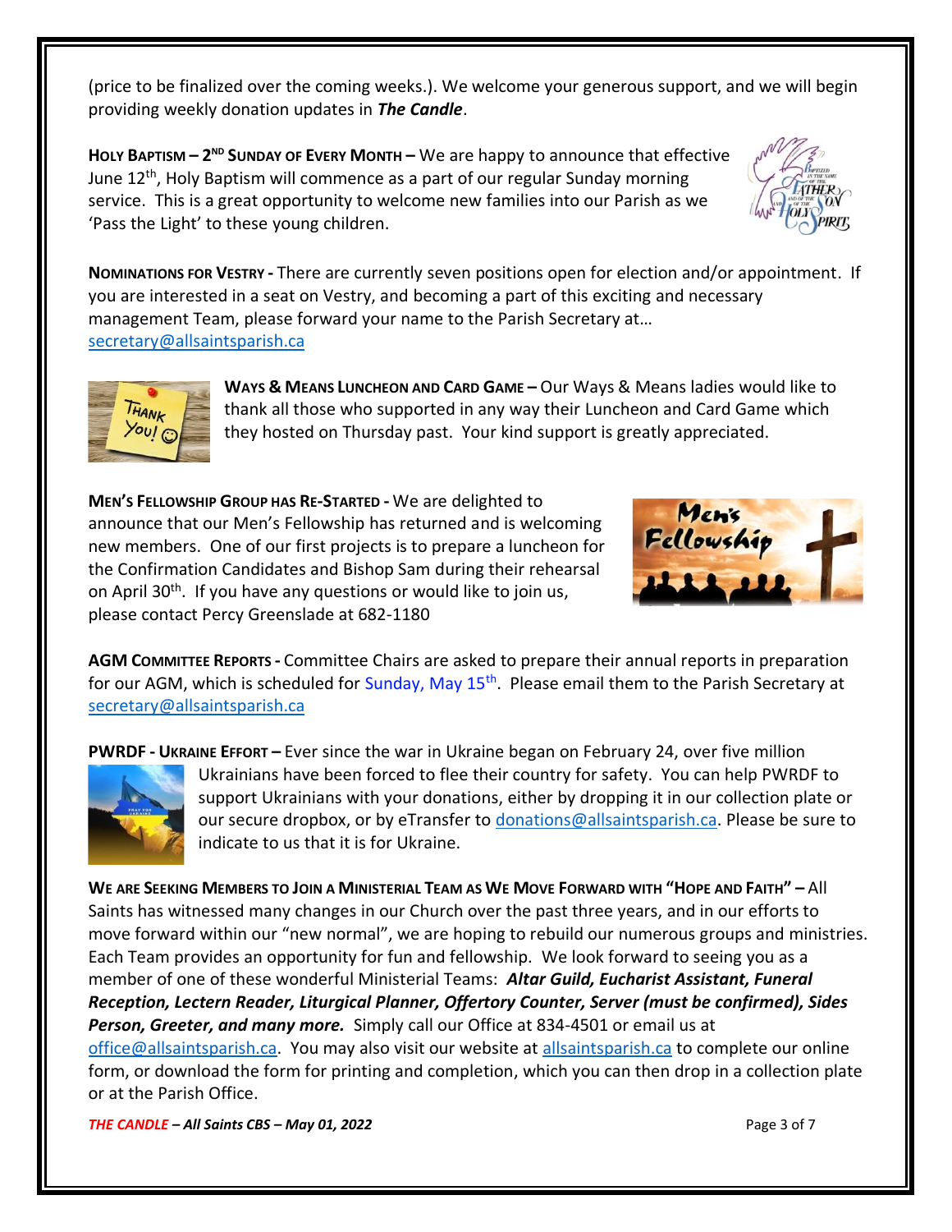(price to be finalized over the coming weeks.). We welcome your generous support, and we will begin providing weekly donation updates in ***The Candle***.

**HOLY BAPTISM – 2ND SUNDAY OF EVERY MONTH –** We are happy to announce that effective June 12th, Holy Baptism will commence as a part of our regular Sunday morning service. This is a great opportunity to welcome new families into our Parish as we 'Pass the Light' to these young children.

**NOMINATIONS FOR VESTRY -** There are currently seven positions open for election and/or appointment. If you are interested in a seat on Vestry, and becoming a part of this exciting and necessary management Team, please forward your name to the Parish Secretary at… secretary@allsaintsparish.ca

**WAYS & MEANS LUNCHEON AND CARD GAME –** Our Ways & Means ladies would like to thank all those who supported in any way their Luncheon and Card Game which they hosted on Thursday past. Your kind support is greatly appreciated.

**MEN'S FELLOWSHIP GROUP HAS RE-STARTED -** We are delighted to announce that our Men's Fellowship has returned and is welcoming new members. One of our first projects is to prepare a luncheon for the Confirmation Candidates and Bishop Sam during their rehearsal on April 30th. If you have any questions or would like to join us, please contact Percy Greenslade at 682-1180

**AGM COMMITTEE REPORTS -** Committee Chairs are asked to prepare their annual reports in preparation for our AGM, which is scheduled for Sunday, May 15th. Please email them to the Parish Secretary at secretary@allsaintsparish.ca

**PWRDF - UKRAINE EFFORT –** Ever since the war in Ukraine began on February 24, over five million Ukrainians have been forced to flee their country for safety. You can help PWRDF to support Ukrainians with your donations, either by dropping it in our collection plate or our secure dropbox, or by eTransfer to donations@allsaintsparish.ca. Please be sure to indicate to us that it is for Ukraine.

**WE ARE SEEKING MEMBERS TO JOIN A MINISTERIAL TEAM AS WE MOVE FORWARD WITH "HOPE AND FAITH" –** All Saints has witnessed many changes in our Church over the past three years, and in our efforts to move forward within our "new normal", we are hoping to rebuild our numerous groups and ministries. Each Team provides an opportunity for fun and fellowship. We look forward to seeing you as a member of one of these wonderful Ministerial Teams: ***Altar Guild, Eucharist Assistant, Funeral Reception, Lectern Reader, Liturgical Planner, Offertory Counter, Server (must be confirmed), Sides Person, Greeter, and many more.*** Simply call our Office at 834-4501 or email us at office@allsaintsparish.ca. You may also visit our website at allsaintsparish.ca to complete our online form, or download the form for printing and completion, which you can then drop in a collection plate or at the Parish Office.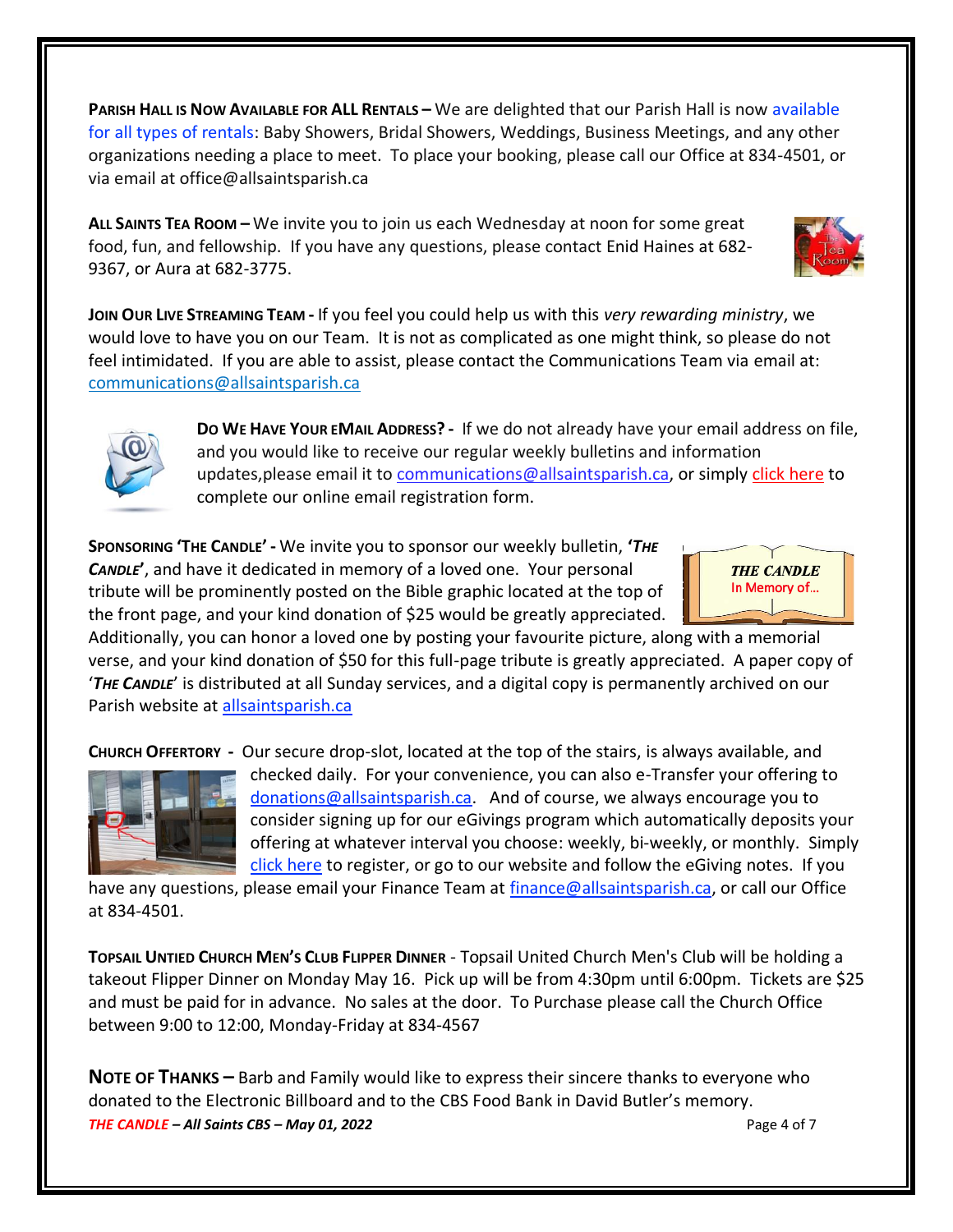**PARISH HALL IS NOW AVAILABLE FOR ALL RENTALS –** We are delighted that our Parish Hall is now available for all types of rentals: Baby Showers, Bridal Showers, Weddings, Business Meetings, and any other organizations needing a place to meet. To place your booking, please call our Office at 834-4501, or via email at office@allsaintsparish.ca

**ALL SAINTS TEA ROOM –** We invite you to join us each Wednesday at noon for some great food, fun, and fellowship. If you have any questions, please contact Enid Haines at 682-9367, or Aura at 682-3775.

**JOIN OUR LIVE STREAMING TEAM -** If you feel you could help us with this *very rewarding ministry*, we would love to have you on our Team. It is not as complicated as one might think, so please do not feel intimidated. If you are able to assist, please contact the Communications Team via email at: communications@allsaintsparish.ca

**DO WE HAVE YOUR EMAIL ADDRESS? -** If we do not already have your email address on file, and you would like to receive our regular weekly bulletins and information updates,please email it to communications@allsaintsparish.ca, or simply click here to complete our online email registration form.

**SPONSORING 'THE CANDLE' -** We invite you to sponsor our weekly bulletin, ***'THE CANDLE'***, and have it dedicated in memory of a loved one. Your personal tribute will be prominently posted on the Bible graphic located at the top of the front page, and your kind donation of $25 would be greatly appreciated. Additionally, you can honor a loved one by posting your favourite picture, along with a memorial verse, and your kind donation of $50 for this full-page tribute is greatly appreciated. A paper copy of '***THE CANDLE***' is distributed at all Sunday services, and a digital copy is permanently archived on our Parish website at allsaintsparish.ca

**CHURCH OFFERTORY -** Our secure drop-slot, located at the top of the stairs, is always available, and checked daily. For your convenience, you can also e-Transfer your offering to donations@allsaintsparish.ca. And of course, we always encourage you to consider signing up for our eGivings program which automatically deposits your offering at whatever interval you choose: weekly, bi-weekly, or monthly. Simply click here to register, or go to our website and follow the eGiving notes. If you have any questions, please email your Finance Team at finance@allsaintsparish.ca, or call our Office at 834-4501.

**TOPSAIL UNTIED CHURCH MEN'S CLUB FLIPPER DINNER** - Topsail United Church Men's Club will be holding a takeout Flipper Dinner on Monday May 16. Pick up will be from 4:30pm until 6:00pm. Tickets are $25 and must be paid for in advance. No sales at the door. To Purchase please call the Church Office between 9:00 to 12:00, Monday-Friday at 834-4567

**NOTE OF THANKS –** Barb and Family would like to express their sincere thanks to everyone who donated to the Electronic Billboard and to the CBS Food Bank in David Butler's memory.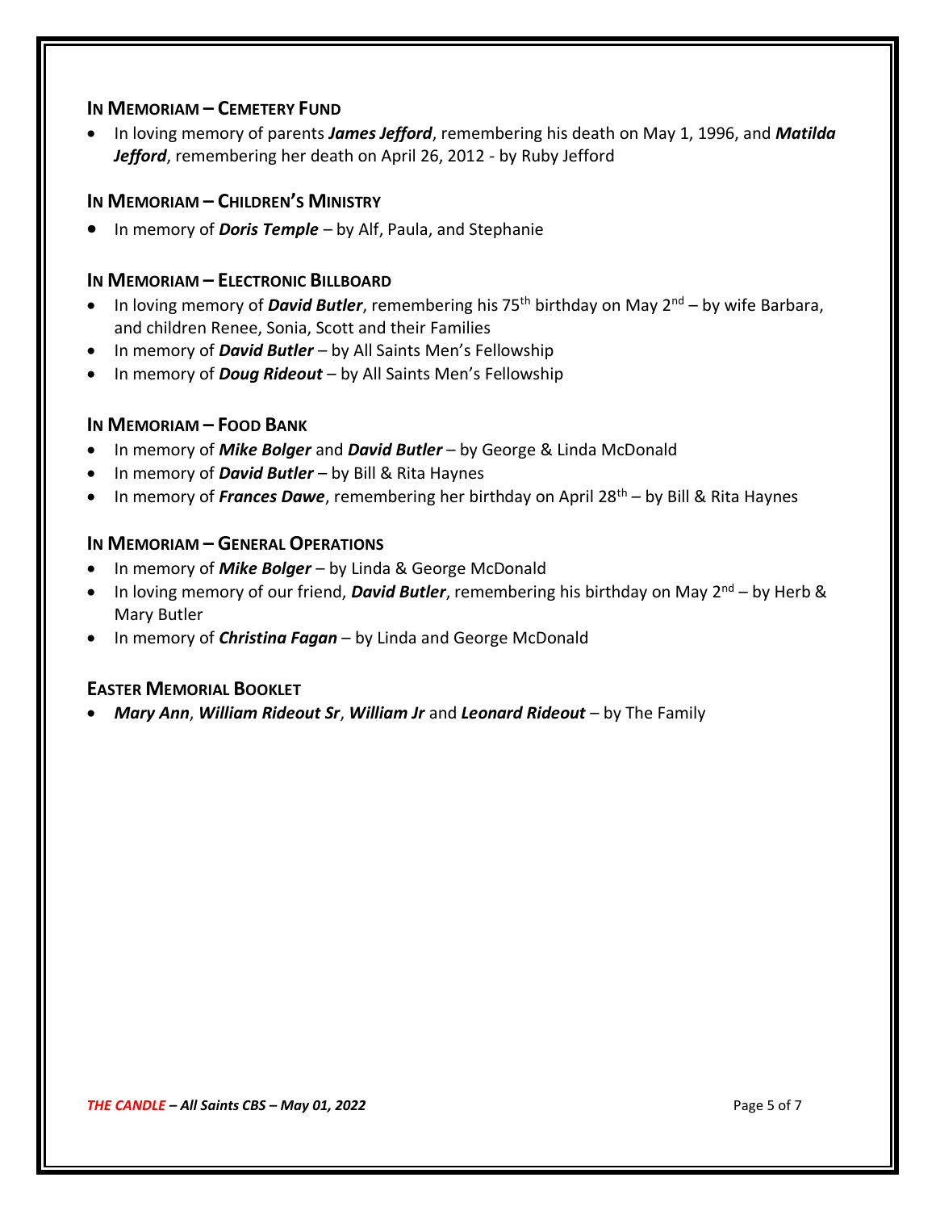## In Memoriam – Cemetery Fund

- In loving memory of parents ***James Jefford***, remembering his death on May 1, 1996, and ***Matilda Jefford***, remembering her death on April 26, 2012 - by Ruby Jefford

## In Memoriam – Children's Ministry

- In memory of ***Doris Temple*** – by Alf, Paula, and Stephanie

## In Memoriam – Electronic Billboard

- In loving memory of ***David Butler***, remembering his 75th birthday on May 2nd – by wife Barbara, and children Renee, Sonia, Scott and their Families
- In memory of ***David Butler*** – by All Saints Men's Fellowship
- In memory of ***Doug Rideout*** – by All Saints Men's Fellowship

## In Memoriam – Food Bank

- In memory of ***Mike Bolger*** and ***David Butler*** – by George & Linda McDonald
- In memory of ***David Butler*** – by Bill & Rita Haynes
- In memory of ***Frances Dawe***, remembering her birthday on April 28th – by Bill & Rita Haynes

## In Memoriam – General Operations

- In memory of ***Mike Bolger*** – by Linda & George McDonald
- In loving memory of our friend, ***David Butler***, remembering his birthday on May 2nd – by Herb & Mary Butler
- In memory of ***Christina Fagan*** – by Linda and George McDonald

## Easter Memorial Booklet

- ***Mary Ann***, ***William Rideout Sr***, ***William Jr*** and ***Leonard Rideout*** – by The Family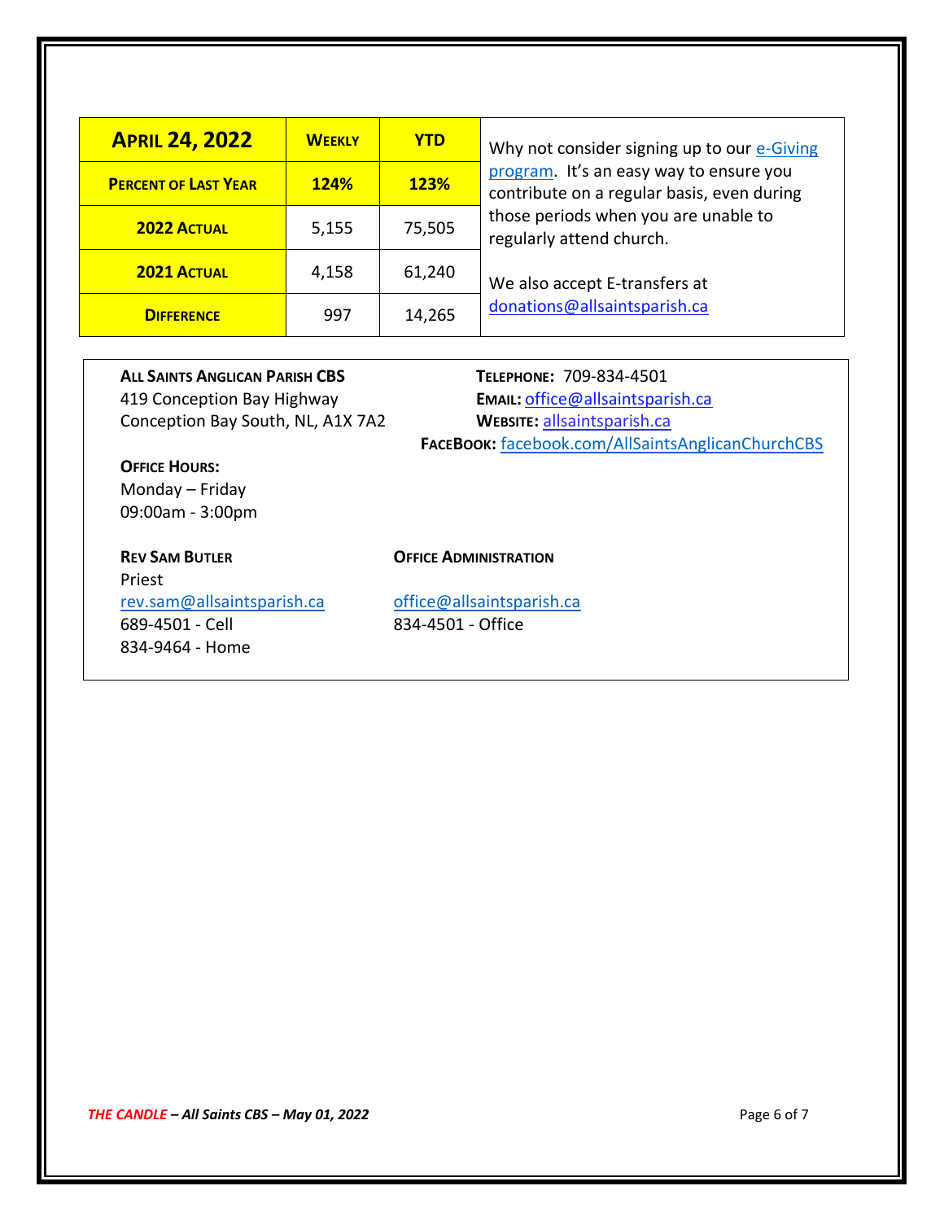| APRIL 24, 2022 | WEEKLY | YTD |
|---|---|---|
| PERCENT OF LAST YEAR | 124% | 123% |
| 2022 ACTUAL | 5,155 | 75,505 |
| 2021 ACTUAL | 4,158 | 61,240 |
| DIFFERENCE | 997 | 14,265 |

Why not consider signing up to our e-Giving program. It's an easy way to ensure you contribute on a regular basis, even during those periods when you are unable to regularly attend church.

We also accept E-transfers at donations@allsaintsparish.ca

**ALL SAINTS ANGLICAN PARISH CBS**
419 Conception Bay Highway
Conception Bay South, NL, A1X 7A2

**TELEPHONE:** 709-834-4501
**EMAIL:** office@allsaintsparish.ca
**WEBSITE:** allsaintsparish.ca
**FACEBOOK:** facebook.com/AllSaintsAnglicanChurchCBS

**OFFICE HOURS:**
Monday – Friday
09:00am - 3:00pm

**REV SAM BUTLER**
Priest
rev.sam@allsaintsparish.ca
689-4501 - Cell
834-9464 - Home

**OFFICE ADMINISTRATION**

office@allsaintsparish.ca
834-4501 - Office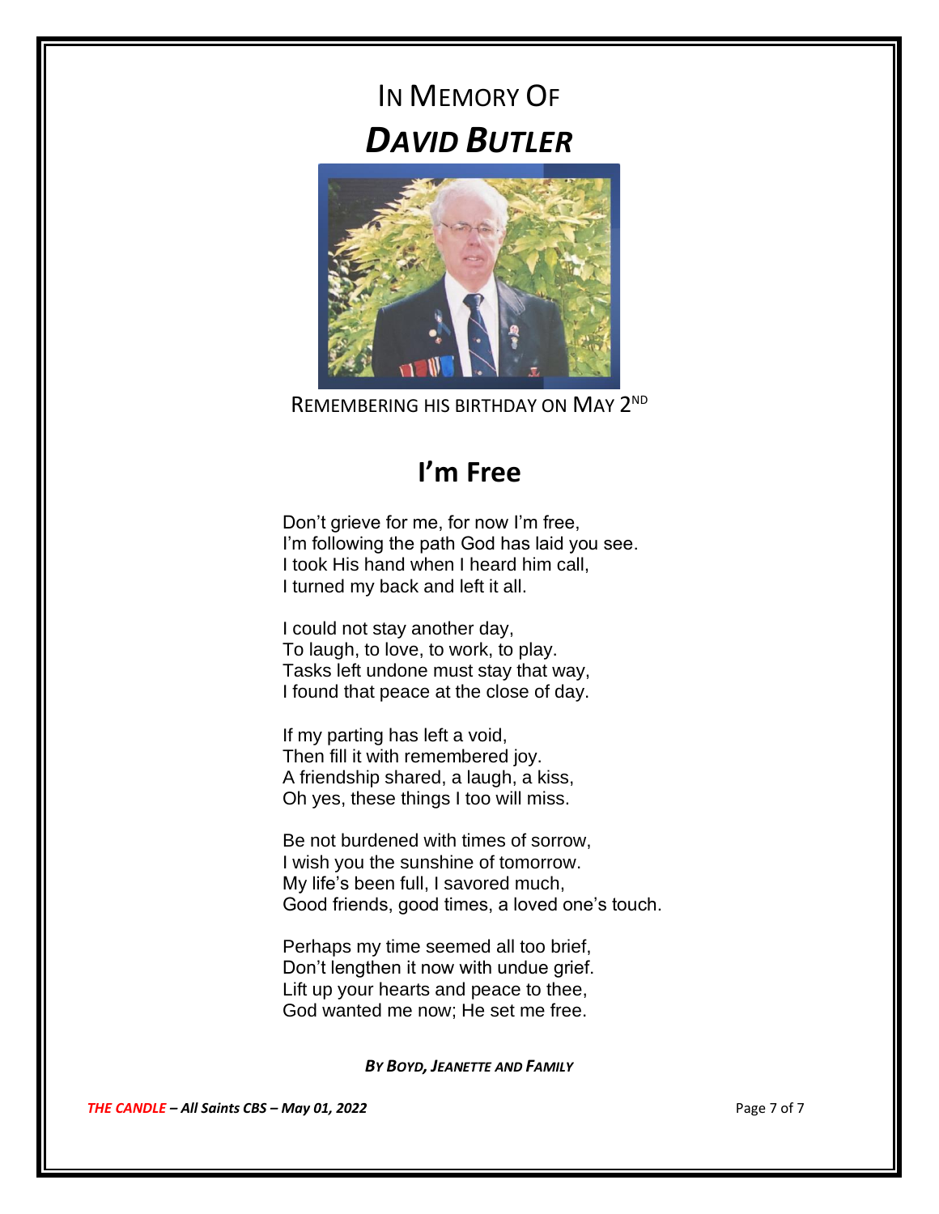# IN MEMORY OF
# ***DAVID BUTLER***

REMEMBERING HIS BIRTHDAY ON MAY 2ND

## I'm Free

Don't grieve for me, for now I'm free,  
I'm following the path God has laid you see.  
I took His hand when I heard him call,  
I turned my back and left it all.

I could not stay another day,  
To laugh, to love, to work, to play.  
Tasks left undone must stay that way,  
I found that peace at the close of day.

If my parting has left a void,  
Then fill it with remembered joy.  
A friendship shared, a laugh, a kiss,  
Oh yes, these things I too will miss.

Be not burdened with times of sorrow,  
I wish you the sunshine of tomorrow.  
My life's been full, I savored much,  
Good friends, good times, a loved one's touch.

Perhaps my time seemed all too brief,  
Don't lengthen it now with undue grief.  
Lift up your hearts and peace to thee,  
God wanted me now; He set me free.

***BY BOYD, JEANETTE AND FAMILY***